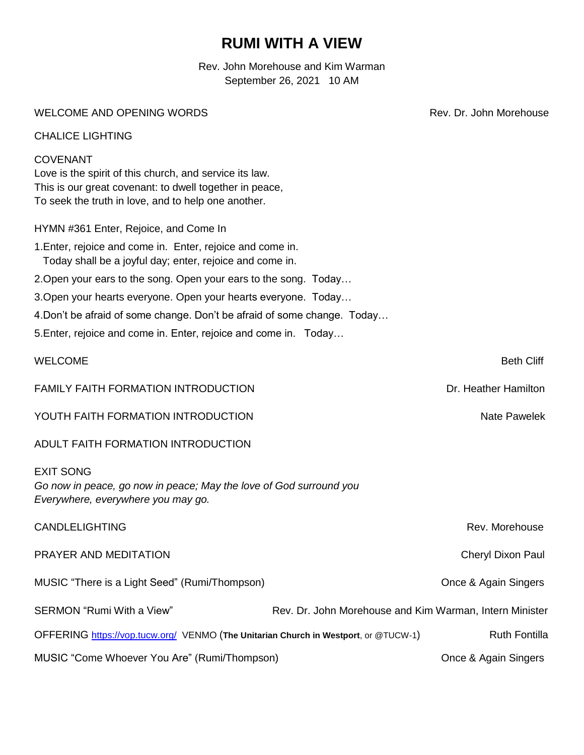# RUMI WITH A VIEW

Rev. John Morehouse and Kim Warman
September 26, 2021 10 AM

WELCOME AND OPENING WORDS — Rev. Dr. John Morehouse

CHALICE LIGHTING

COVENANT
Love is the spirit of this church, and service its law.
This is our great covenant: to dwell together in peace,
To seek the truth in love, and to help one another.

HYMN #361 Enter, Rejoice, and Come In

1. Enter, rejoice and come in. Enter, rejoice and come in.
   Today shall be a joyful day; enter, rejoice and come in.
2. Open your ears to the song. Open your ears to the song. Today…
3. Open your hearts everyone. Open your hearts everyone. Today…
4. Don't be afraid of some change. Don't be afraid of some change. Today…
5. Enter, rejoice and come in. Enter, rejoice and come in. Today…

WELCOME — Beth Cliff

FAMILY FAITH FORMATION INTRODUCTION — Dr. Heather Hamilton

YOUTH FAITH FORMATION INTRODUCTION — Nate Pawelek

ADULT FAITH FORMATION INTRODUCTION

EXIT SONG
*Go now in peace, go now in peace; May the love of God surround you*
*Everywhere, everywhere you may go.*

CANDLELIGHTING — Rev. Morehouse

PRAYER AND MEDITATION — Cheryl Dixon Paul

MUSIC "There is a Light Seed" (Rumi/Thompson) — Once & Again Singers

SERMON "Rumi With a View" — Rev. Dr. John Morehouse and Kim Warman, Intern Minister

OFFERING https://vop.tucw.org/ VENMO (**The Unitarian Church in Westport**, or @TUCW-1) — Ruth Fontilla

MUSIC "Come Whoever You Are" (Rumi/Thompson) — Once & Again Singers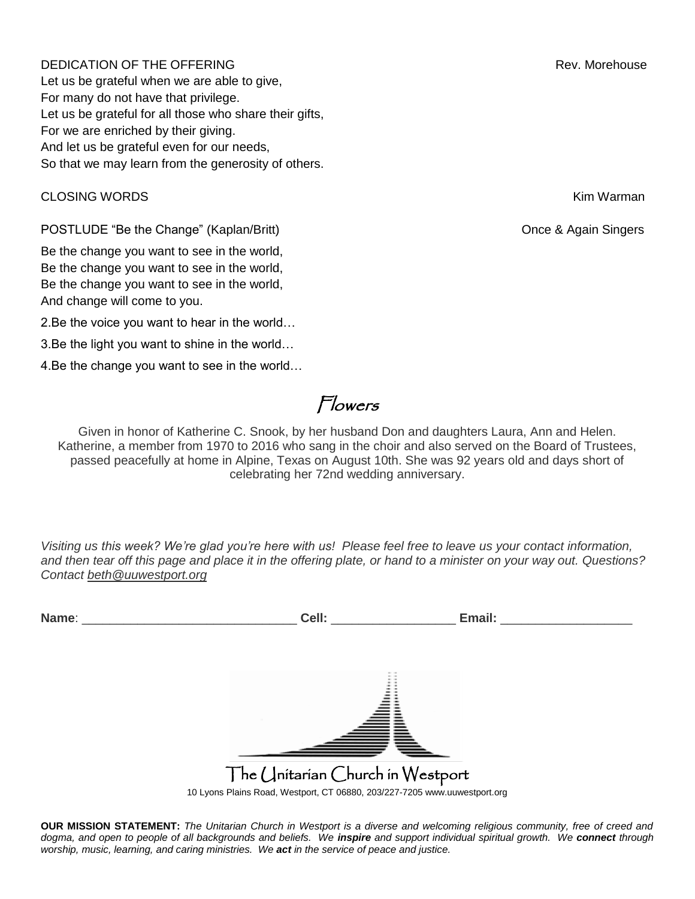DEDICATION OF THE OFFERING Rev. Morehouse

Let us be grateful when we are able to give,
For many do not have that privilege.
Let us be grateful for all those who share their gifts,
For we are enriched by their giving.
And let us be grateful even for our needs,
So that we may learn from the generosity of others.

CLOSING WORDS Kim Warman

POSTLUDE "Be the Change" (Kaplan/Britt) Once & Again Singers

Be the change you want to see in the world,
Be the change you want to see in the world,
Be the change you want to see in the world,
And change will come to you.

2.Be the voice you want to hear in the world…

3.Be the light you want to shine in the world…

4.Be the change you want to see in the world…

## Flowers

Given in honor of Katherine C. Snook, by her husband Don and daughters Laura, Ann and Helen. Katherine, a member from 1970 to 2016 who sang in the choir and also served on the Board of Trustees, passed peacefully at home in Alpine, Texas on August 10th. She was 92 years old and days short of celebrating her 72nd wedding anniversary.

*Visiting us this week? We're glad you're here with us! Please feel free to leave us your contact information, and then tear off this page and place it in the offering plate, or hand to a minister on your way out. Questions? Contact beth@uuwestport.org*

**Name**: ______________________________ **Cell:** _________________ **Email:** __________________

The Unitarian Church in Westport

10 Lyons Plains Road, Westport, CT 06880, 203/227-7205 www.uuwestport.org

**OUR MISSION STATEMENT:** *The Unitarian Church in Westport is a diverse and welcoming religious community, free of creed and dogma, and open to people of all backgrounds and beliefs. We **inspire** and support individual spiritual growth. We **connect** through worship, music, learning, and caring ministries. We **act** in the service of peace and justice.*